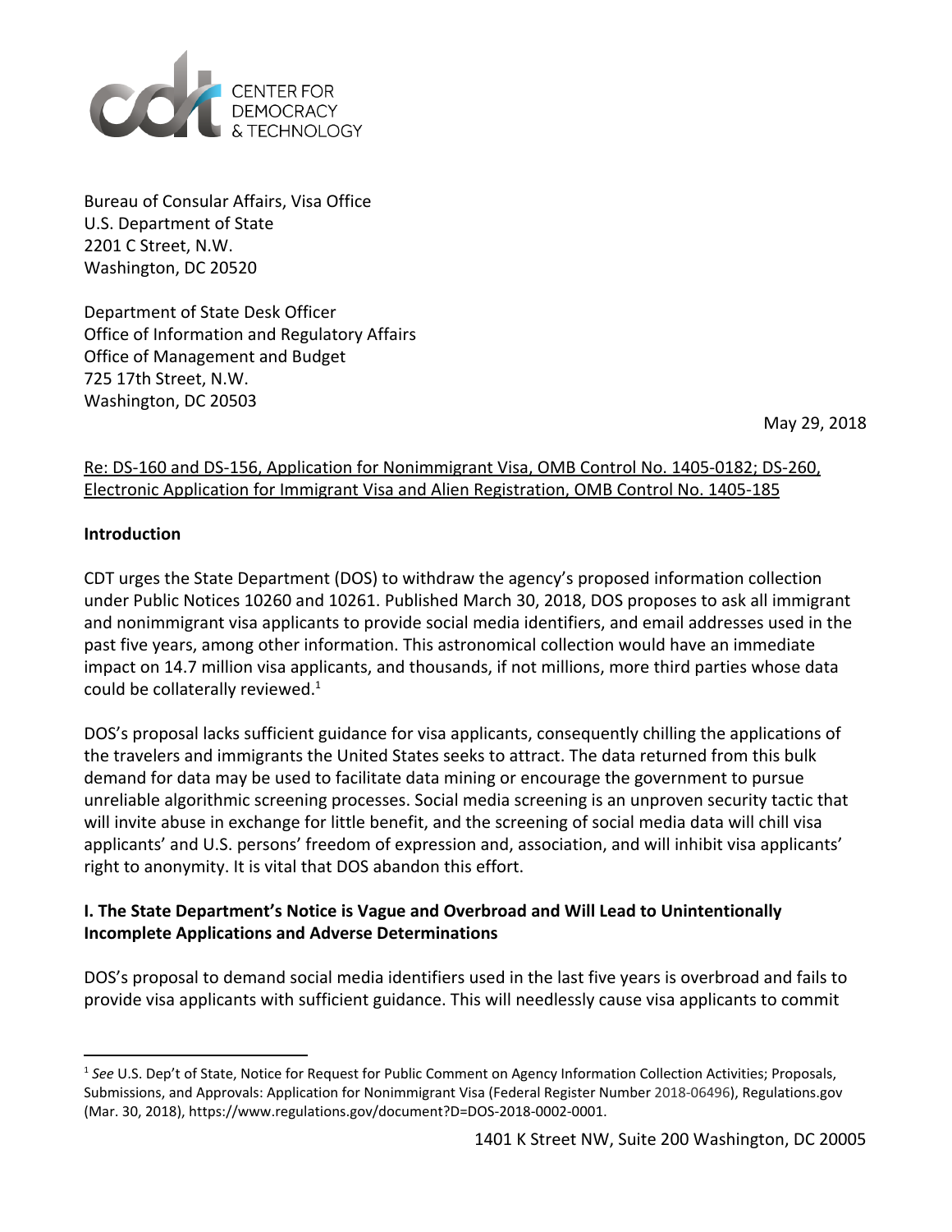CENTER FOR DEMOCRACY & TECHNOLOGY

Bureau of Consular Affairs, Visa Office
U.S. Department of State
2201 C Street, N.W.
Washington, DC 20520

Department of State Desk Officer
Office of Information and Regulatory Affairs
Office of Management and Budget
725 17th Street, N.W.
Washington, DC 20503

May 29, 2018

Re: DS-160 and DS-156, Application for Nonimmigrant Visa, OMB Control No. 1405-0182; DS-260, Electronic Application for Immigrant Visa and Alien Registration, OMB Control No. 1405-185

**Introduction**

CDT urges the State Department (DOS) to withdraw the agency's proposed information collection under Public Notices 10260 and 10261. Published March 30, 2018, DOS proposes to ask all immigrant and nonimmigrant visa applicants to provide social media identifiers, and email addresses used in the past five years, among other information. This astronomical collection would have an immediate impact on 14.7 million visa applicants, and thousands, if not millions, more third parties whose data could be collaterally reviewed.[1]

DOS's proposal lacks sufficient guidance for visa applicants, consequently chilling the applications of the travelers and immigrants the United States seeks to attract. The data returned from this bulk demand for data may be used to facilitate data mining or encourage the government to pursue unreliable algorithmic screening processes. Social media screening is an unproven security tactic that will invite abuse in exchange for little benefit, and the screening of social media data will chill visa applicants' and U.S. persons' freedom of expression and, association, and will inhibit visa applicants' right to anonymity. It is vital that DOS abandon this effort.

**I. The State Department's Notice is Vague and Overbroad and Will Lead to Unintentionally Incomplete Applications and Adverse Determinations**

DOS's proposal to demand social media identifiers used in the last five years is overbroad and fails to provide visa applicants with sufficient guidance. This will needlessly cause visa applicants to commit

[1] *See* U.S. Dep't of State, Notice for Request for Public Comment on Agency Information Collection Activities; Proposals, Submissions, and Approvals: Application for Nonimmigrant Visa (Federal Register Number 2018-06496), Regulations.gov (Mar. 30, 2018), https://www.regulations.gov/document?D=DOS-2018-0002-0001.

1401 K Street NW, Suite 200 Washington, DC 20005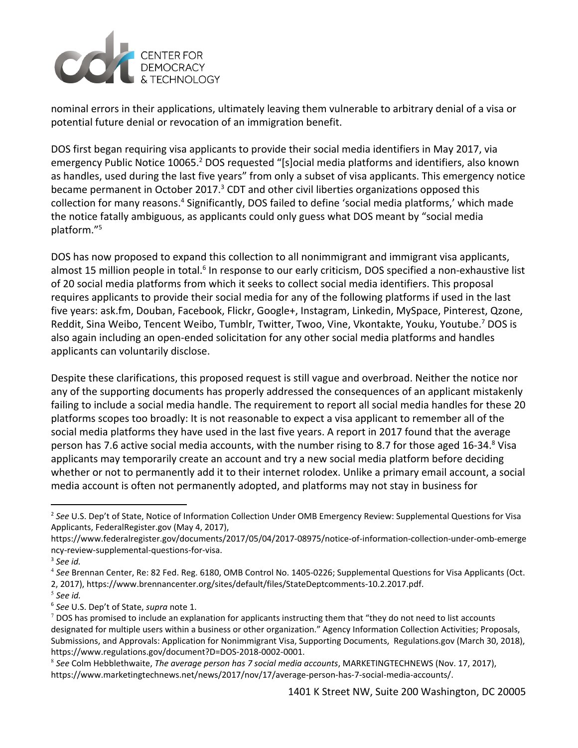nominal errors in their applications, ultimately leaving them vulnerable to arbitrary denial of a visa or potential future denial or revocation of an immigration benefit.

DOS first began requiring visa applicants to provide their social media identifiers in May 2017, via emergency Public Notice 10065.[2] DOS requested "[s]ocial media platforms and identifiers, also known as handles, used during the last five years" from only a subset of visa applicants. This emergency notice became permanent in October 2017.[3] CDT and other civil liberties organizations opposed this collection for many reasons.[4] Significantly, DOS failed to define 'social media platforms,' which made the notice fatally ambiguous, as applicants could only guess what DOS meant by "social media platform."[5]

DOS has now proposed to expand this collection to all nonimmigrant and immigrant visa applicants, almost 15 million people in total.[6] In response to our early criticism, DOS specified a non-exhaustive list of 20 social media platforms from which it seeks to collect social media identifiers. This proposal requires applicants to provide their social media for any of the following platforms if used in the last five years: ask.fm, Douban, Facebook, Flickr, Google+, Instagram, Linkedin, MySpace, Pinterest, Qzone, Reddit, Sina Weibo, Tencent Weibo, Tumblr, Twitter, Twoo, Vine, Vkontakte, Youku, Youtube.[7] DOS is also again including an open-ended solicitation for any other social media platforms and handles applicants can voluntarily disclose.

Despite these clarifications, this proposed request is still vague and overbroad. Neither the notice nor any of the supporting documents has properly addressed the consequences of an applicant mistakenly failing to include a social media handle. The requirement to report all social media handles for these 20 platforms scopes too broadly: It is not reasonable to expect a visa applicant to remember all of the social media platforms they have used in the last five years. A report in 2017 found that the average person has 7.6 active social media accounts, with the number rising to 8.7 for those aged 16-34.[8] Visa applicants may temporarily create an account and try a new social media platform before deciding whether or not to permanently add it to their internet rolodex. Unlike a primary email account, a social media account is often not permanently adopted, and platforms may not stay in business for

---

[2] *See* U.S. Dep't of State, Notice of Information Collection Under OMB Emergency Review: Supplemental Questions for Visa Applicants, FederalRegister.gov (May 4, 2017), https://www.federalregister.gov/documents/2017/05/04/2017-08975/notice-of-information-collection-under-omb-emergency-review-supplemental-questions-for-visa.

[3] *See id.*

[4] *See* Brennan Center, Re: 82 Fed. Reg. 6180, OMB Control No. 1405-0226; Supplemental Questions for Visa Applicants (Oct. 2, 2017), https://www.brennancenter.org/sites/default/files/StateDeptcomments-10.2.2017.pdf.

[5] *See id.*

[6] *See* U.S. Dep't of State, *supra* note 1.

[7] DOS has promised to include an explanation for applicants instructing them that "they do not need to list accounts designated for multiple users within a business or other organization." Agency Information Collection Activities; Proposals, Submissions, and Approvals: Application for Nonimmigrant Visa, Supporting Documents, Regulations.gov (March 30, 2018), https://www.regulations.gov/document?D=DOS-2018-0002-0001.

[8] *See* Colm Hebblethwaite, *The average person has 7 social media accounts*, MARKETINGTECHNEWS (Nov. 17, 2017), https://www.marketingtechnews.net/news/2017/nov/17/average-person-has-7-social-media-accounts/.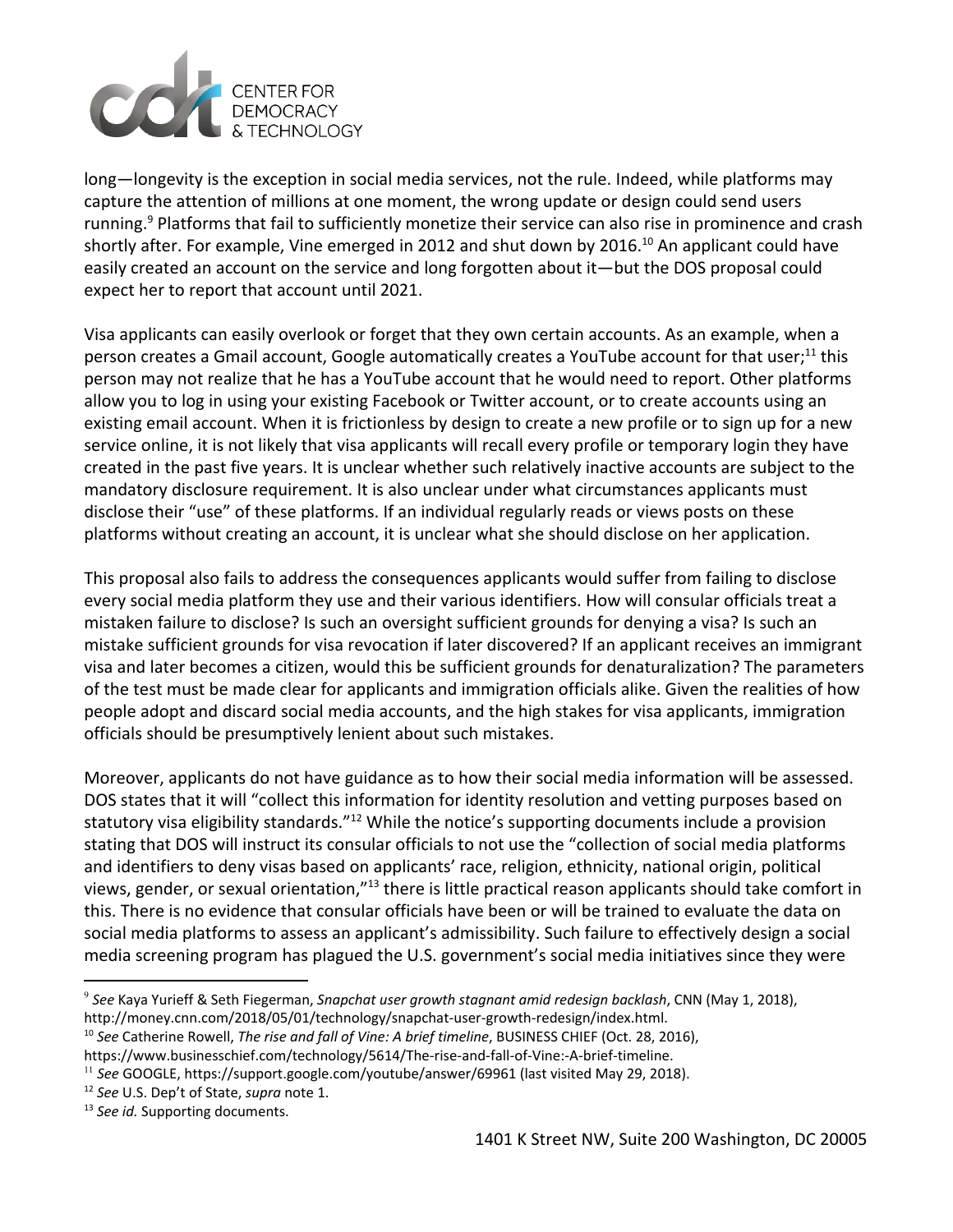long—longevity is the exception in social media services, not the rule. Indeed, while platforms may capture the attention of millions at one moment, the wrong update or design could send users running.[9] Platforms that fail to sufficiently monetize their service can also rise in prominence and crash shortly after. For example, Vine emerged in 2012 and shut down by 2016.[10] An applicant could have easily created an account on the service and long forgotten about it—but the DOS proposal could expect her to report that account until 2021.

Visa applicants can easily overlook or forget that they own certain accounts. As an example, when a person creates a Gmail account, Google automatically creates a YouTube account for that user;[11] this person may not realize that he has a YouTube account that he would need to report. Other platforms allow you to log in using your existing Facebook or Twitter account, or to create accounts using an existing email account. When it is frictionless by design to create a new profile or to sign up for a new service online, it is not likely that visa applicants will recall every profile or temporary login they have created in the past five years. It is unclear whether such relatively inactive accounts are subject to the mandatory disclosure requirement. It is also unclear under what circumstances applicants must disclose their "use" of these platforms. If an individual regularly reads or views posts on these platforms without creating an account, it is unclear what she should disclose on her application.

This proposal also fails to address the consequences applicants would suffer from failing to disclose every social media platform they use and their various identifiers. How will consular officials treat a mistaken failure to disclose? Is such an oversight sufficient grounds for denying a visa? Is such an mistake sufficient grounds for visa revocation if later discovered? If an applicant receives an immigrant visa and later becomes a citizen, would this be sufficient grounds for denaturalization? The parameters of the test must be made clear for applicants and immigration officials alike. Given the realities of how people adopt and discard social media accounts, and the high stakes for visa applicants, immigration officials should be presumptively lenient about such mistakes.

Moreover, applicants do not have guidance as to how their social media information will be assessed. DOS states that it will "collect this information for identity resolution and vetting purposes based on statutory visa eligibility standards."[12] While the notice's supporting documents include a provision stating that DOS will instruct its consular officials to not use the "collection of social media platforms and identifiers to deny visas based on applicants' race, religion, ethnicity, national origin, political views, gender, or sexual orientation,"[13] there is little practical reason applicants should take comfort in this. There is no evidence that consular officials have been or will be trained to evaluate the data on social media platforms to assess an applicant's admissibility. Such failure to effectively design a social media screening program has plagued the U.S. government's social media initiatives since they were

---

[9] *See* Kaya Yurieff & Seth Fiegerman, *Snapchat user growth stagnant amid redesign backlash*, CNN (May 1, 2018), http://money.cnn.com/2018/05/01/technology/snapchat-user-growth-redesign/index.html.

[10] *See* Catherine Rowell, *The rise and fall of Vine: A brief timeline*, BUSINESS CHIEF (Oct. 28, 2016), https://www.businesschief.com/technology/5614/The-rise-and-fall-of-Vine:-A-brief-timeline.

[11] *See* GOOGLE, https://support.google.com/youtube/answer/69961 (last visited May 29, 2018).

[12] *See* U.S. Dep't of State, *supra* note 1.

[13] *See id.* Supporting documents.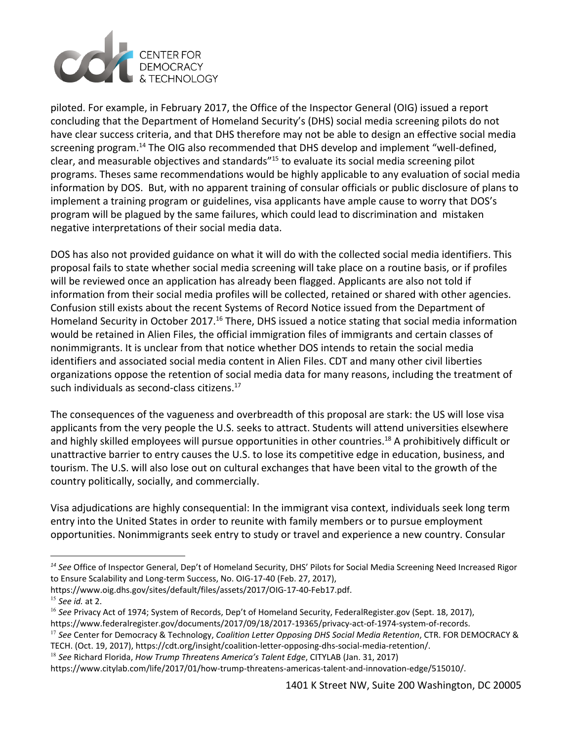piloted. For example, in February 2017, the Office of the Inspector General (OIG) issued a report concluding that the Department of Homeland Security's (DHS) social media screening pilots do not have clear success criteria, and that DHS therefore may not be able to design an effective social media screening program.[14] The OIG also recommended that DHS develop and implement "well-defined, clear, and measurable objectives and standards"[15] to evaluate its social media screening pilot programs. Theses same recommendations would be highly applicable to any evaluation of social media information by DOS. But, with no apparent training of consular officials or public disclosure of plans to implement a training program or guidelines, visa applicants have ample cause to worry that DOS's program will be plagued by the same failures, which could lead to discrimination and mistaken negative interpretations of their social media data.

DOS has also not provided guidance on what it will do with the collected social media identifiers. This proposal fails to state whether social media screening will take place on a routine basis, or if profiles will be reviewed once an application has already been flagged. Applicants are also not told if information from their social media profiles will be collected, retained or shared with other agencies. Confusion still exists about the recent Systems of Record Notice issued from the Department of Homeland Security in October 2017.[16] There, DHS issued a notice stating that social media information would be retained in Alien Files, the official immigration files of immigrants and certain classes of nonimmigrants. It is unclear from that notice whether DOS intends to retain the social media identifiers and associated social media content in Alien Files. CDT and many other civil liberties organizations oppose the retention of social media data for many reasons, including the treatment of such individuals as second-class citizens.[17]

The consequences of the vagueness and overbreadth of this proposal are stark: the US will lose visa applicants from the very people the U.S. seeks to attract. Students will attend universities elsewhere and highly skilled employees will pursue opportunities in other countries.[18] A prohibitively difficult or unattractive barrier to entry causes the U.S. to lose its competitive edge in education, business, and tourism. The U.S. will also lose out on cultural exchanges that have been vital to the growth of the country politically, socially, and commercially.

Visa adjudications are highly consequential: In the immigrant visa context, individuals seek long term entry into the United States in order to reunite with family members or to pursue employment opportunities. Nonimmigrants seek entry to study or travel and experience a new country. Consular

---

[14] *See* Office of Inspector General, Dep't of Homeland Security, DHS' Pilots for Social Media Screening Need Increased Rigor to Ensure Scalability and Long-term Success, No. OIG-17-40 (Feb. 27, 2017), https://www.oig.dhs.gov/sites/default/files/assets/2017/OIG-17-40-Feb17.pdf.

[15] *See id.* at 2.

[16] *See* Privacy Act of 1974; System of Records, Dep't of Homeland Security, FederalRegister.gov (Sept. 18, 2017), https://www.federalregister.gov/documents/2017/09/18/2017-19365/privacy-act-of-1974-system-of-records.

[17] *See* Center for Democracy & Technology, *Coalition Letter Opposing DHS Social Media Retention*, CTR. FOR DEMOCRACY & TECH. (Oct. 19, 2017), https://cdt.org/insight/coalition-letter-opposing-dhs-social-media-retention/.

[18] *See* Richard Florida, *How Trump Threatens America's Talent Edge*, CITYLAB (Jan. 31, 2017) https://www.citylab.com/life/2017/01/how-trump-threatens-americas-talent-and-innovation-edge/515010/.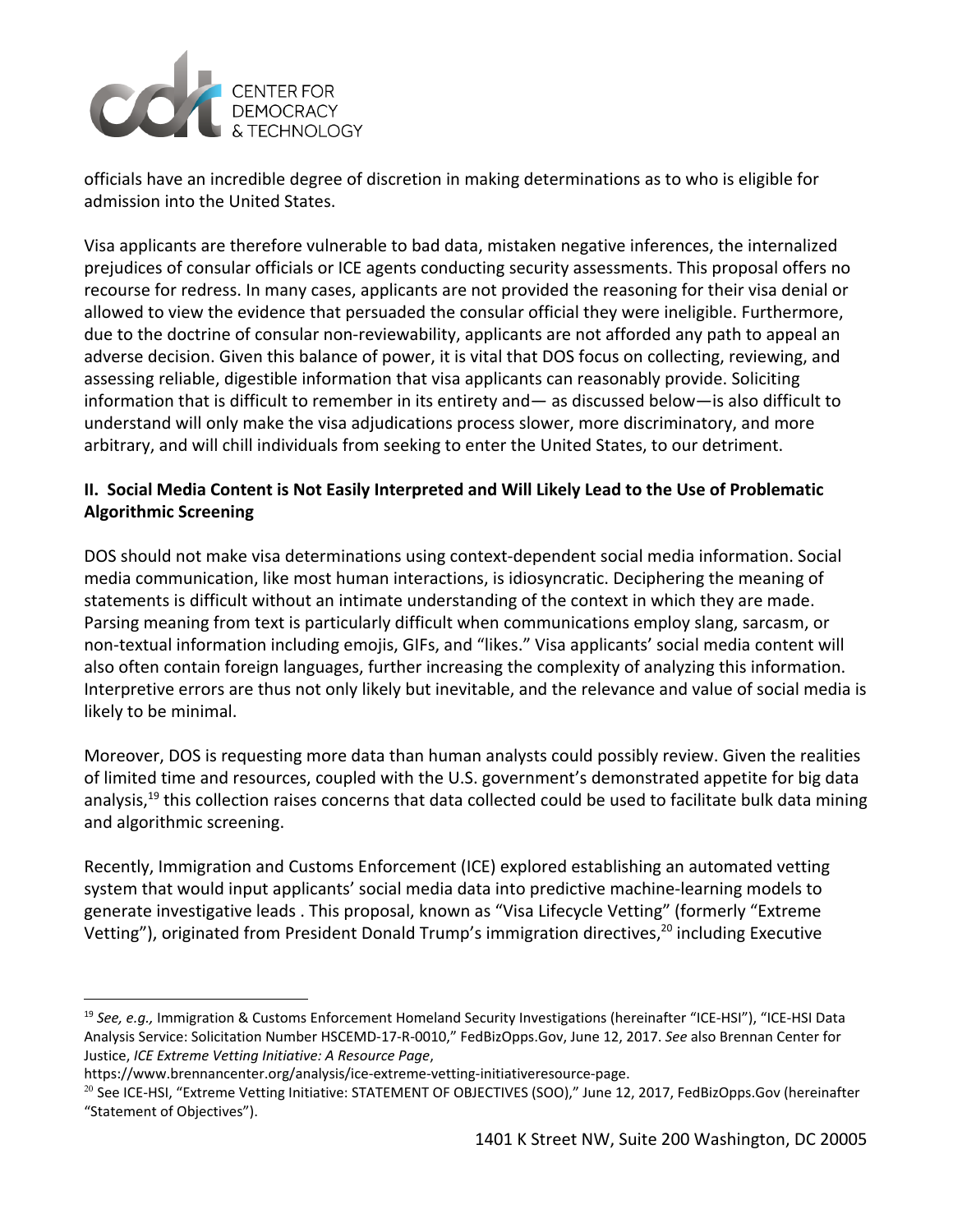officials have an incredible degree of discretion in making determinations as to who is eligible for admission into the United States.

Visa applicants are therefore vulnerable to bad data, mistaken negative inferences, the internalized prejudices of consular officials or ICE agents conducting security assessments. This proposal offers no recourse for redress. In many cases, applicants are not provided the reasoning for their visa denial or allowed to view the evidence that persuaded the consular official they were ineligible. Furthermore, due to the doctrine of consular non-reviewability, applicants are not afforded any path to appeal an adverse decision. Given this balance of power, it is vital that DOS focus on collecting, reviewing, and assessing reliable, digestible information that visa applicants can reasonably provide. Soliciting information that is difficult to remember in its entirety and— as discussed below—is also difficult to understand will only make the visa adjudications process slower, more discriminatory, and more arbitrary, and will chill individuals from seeking to enter the United States, to our detriment.

## II. Social Media Content is Not Easily Interpreted and Will Likely Lead to the Use of Problematic Algorithmic Screening

DOS should not make visa determinations using context-dependent social media information. Social media communication, like most human interactions, is idiosyncratic. Deciphering the meaning of statements is difficult without an intimate understanding of the context in which they are made. Parsing meaning from text is particularly difficult when communications employ slang, sarcasm, or non-textual information including emojis, GIFs, and "likes." Visa applicants' social media content will also often contain foreign languages, further increasing the complexity of analyzing this information. Interpretive errors are thus not only likely but inevitable, and the relevance and value of social media is likely to be minimal.

Moreover, DOS is requesting more data than human analysts could possibly review. Given the realities of limited time and resources, coupled with the U.S. government's demonstrated appetite for big data analysis,[19] this collection raises concerns that data collected could be used to facilitate bulk data mining and algorithmic screening.

Recently, Immigration and Customs Enforcement (ICE) explored establishing an automated vetting system that would input applicants' social media data into predictive machine-learning models to generate investigative leads . This proposal, known as "Visa Lifecycle Vetting" (formerly "Extreme Vetting"), originated from President Donald Trump's immigration directives,[20] including Executive

---

[19] *See, e.g.,* Immigration & Customs Enforcement Homeland Security Investigations (hereinafter "ICE-HSI"), "ICE-HSI Data Analysis Service: Solicitation Number HSCEMD-17-R-0010," FedBizOpps.Gov, June 12, 2017. *See* also Brennan Center for Justice, *ICE Extreme Vetting Initiative: A Resource Page*, https://www.brennancenter.org/analysis/ice-extreme-vetting-initiativeresource-page.

[20] See ICE-HSI, "Extreme Vetting Initiative: STATEMENT OF OBJECTIVES (SOO)," June 12, 2017, FedBizOpps.Gov (hereinafter "Statement of Objectives").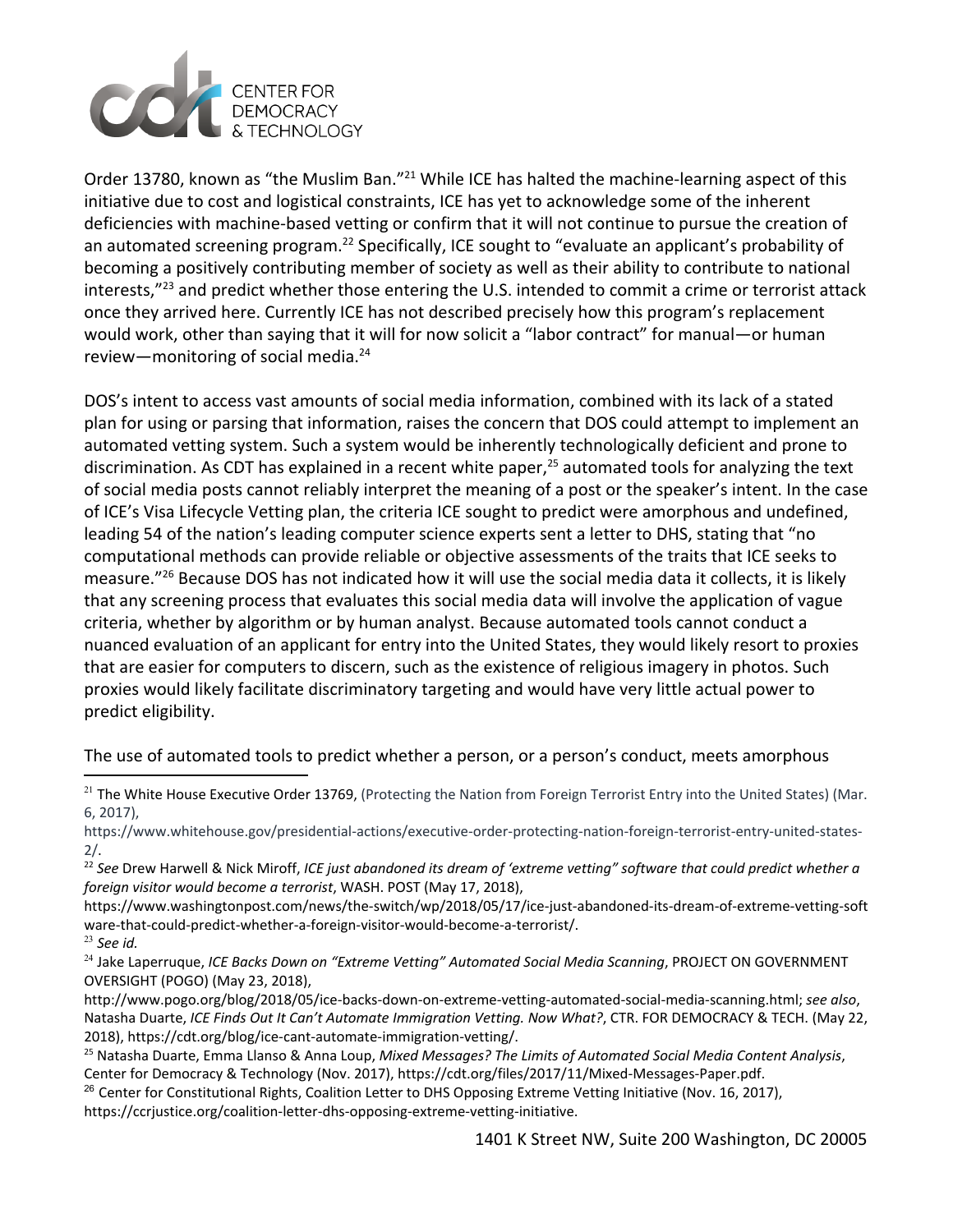Order 13780, known as "the Muslim Ban."[21] While ICE has halted the machine-learning aspect of this initiative due to cost and logistical constraints, ICE has yet to acknowledge some of the inherent deficiencies with machine-based vetting or confirm that it will not continue to pursue the creation of an automated screening program.[22] Specifically, ICE sought to "evaluate an applicant's probability of becoming a positively contributing member of society as well as their ability to contribute to national interests,"[23] and predict whether those entering the U.S. intended to commit a crime or terrorist attack once they arrived here. Currently ICE has not described precisely how this program's replacement would work, other than saying that it will for now solicit a "labor contract" for manual—or human review—monitoring of social media.[24]

DOS's intent to access vast amounts of social media information, combined with its lack of a stated plan for using or parsing that information, raises the concern that DOS could attempt to implement an automated vetting system. Such a system would be inherently technologically deficient and prone to discrimination. As CDT has explained in a recent white paper,[25] automated tools for analyzing the text of social media posts cannot reliably interpret the meaning of a post or the speaker's intent. In the case of ICE's Visa Lifecycle Vetting plan, the criteria ICE sought to predict were amorphous and undefined, leading 54 of the nation's leading computer science experts sent a letter to DHS, stating that "no computational methods can provide reliable or objective assessments of the traits that ICE seeks to measure."[26] Because DOS has not indicated how it will use the social media data it collects, it is likely that any screening process that evaluates this social media data will involve the application of vague criteria, whether by algorithm or by human analyst. Because automated tools cannot conduct a nuanced evaluation of an applicant for entry into the United States, they would likely resort to proxies that are easier for computers to discern, such as the existence of religious imagery in photos. Such proxies would likely facilitate discriminatory targeting and would have very little actual power to predict eligibility.

The use of automated tools to predict whether a person, or a person's conduct, meets amorphous

---

[21] The White House Executive Order 13769, (Protecting the Nation from Foreign Terrorist Entry into the United States) (Mar. 6, 2017), https://www.whitehouse.gov/presidential-actions/executive-order-protecting-nation-foreign-terrorist-entry-united-states-2/.

[22] *See* Drew Harwell & Nick Miroff, *ICE just abandoned its dream of 'extreme vetting" software that could predict whether a foreign visitor would become a terrorist*, WASH. POST (May 17, 2018), https://www.washingtonpost.com/news/the-switch/wp/2018/05/17/ice-just-abandoned-its-dream-of-extreme-vetting-software-that-could-predict-whether-a-foreign-visitor-would-become-a-terrorist/.

[23] *See id.*

[24] Jake Laperruque, *ICE Backs Down on "Extreme Vetting" Automated Social Media Scanning*, PROJECT ON GOVERNMENT OVERSIGHT (POGO) (May 23, 2018), http://www.pogo.org/blog/2018/05/ice-backs-down-on-extreme-vetting-automated-social-media-scanning.html; *see also*, Natasha Duarte, *ICE Finds Out It Can't Automate Immigration Vetting. Now What?*, CTR. FOR DEMOCRACY & TECH. (May 22, 2018), https://cdt.org/blog/ice-cant-automate-immigration-vetting/.

[25] Natasha Duarte, Emma Llanso & Anna Loup, *Mixed Messages? The Limits of Automated Social Media Content Analysis*, Center for Democracy & Technology (Nov. 2017), https://cdt.org/files/2017/11/Mixed-Messages-Paper.pdf.

[26] Center for Constitutional Rights, Coalition Letter to DHS Opposing Extreme Vetting Initiative (Nov. 16, 2017), https://ccrjustice.org/coalition-letter-dhs-opposing-extreme-vetting-initiative.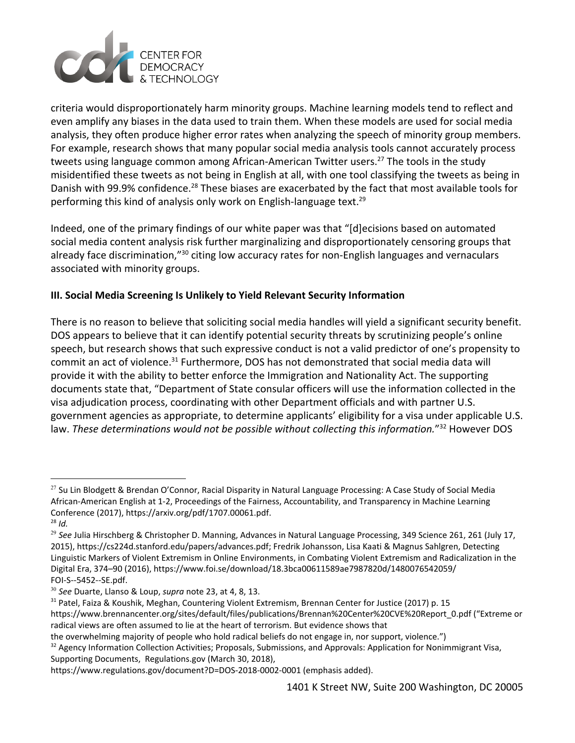criteria would disproportionately harm minority groups. Machine learning models tend to reflect and even amplify any biases in the data used to train them. When these models are used for social media analysis, they often produce higher error rates when analyzing the speech of minority group members. For example, research shows that many popular social media analysis tools cannot accurately process tweets using language common among African-American Twitter users.[27] The tools in the study misidentified these tweets as not being in English at all, with one tool classifying the tweets as being in Danish with 99.9% confidence.[28] These biases are exacerbated by the fact that most available tools for performing this kind of analysis only work on English-language text.[29]

Indeed, one of the primary findings of our white paper was that "[d]ecisions based on automated social media content analysis risk further marginalizing and disproportionately censoring groups that already face discrimination,"[30] citing low accuracy rates for non-English languages and vernaculars associated with minority groups.

**III. Social Media Screening Is Unlikely to Yield Relevant Security Information**

There is no reason to believe that soliciting social media handles will yield a significant security benefit. DOS appears to believe that it can identify potential security threats by scrutinizing people's online speech, but research shows that such expressive conduct is not a valid predictor of one's propensity to commit an act of violence.[31] Furthermore, DOS has not demonstrated that social media data will provide it with the ability to better enforce the Immigration and Nationality Act. The supporting documents state that, "Department of State consular officers will use the information collected in the visa adjudication process, coordinating with other Department officials and with partner U.S. government agencies as appropriate, to determine applicants' eligibility for a visa under applicable U.S. law. *These determinations would not be possible without collecting this information.*"[32] However DOS

---

[27] Su Lin Blodgett & Brendan O'Connor, Racial Disparity in Natural Language Processing: A Case Study of Social Media African-American English at 1-2, Proceedings of the Fairness, Accountability, and Transparency in Machine Learning Conference (2017), https://arxiv.org/pdf/1707.00061.pdf.

[28] *Id.*

[29] *See* Julia Hirschberg & Christopher D. Manning, Advances in Natural Language Processing, 349 Science 261, 261 (July 17, 2015), https://cs224d.stanford.edu/papers/advances.pdf; Fredrik Johansson, Lisa Kaati & Magnus Sahlgren, Detecting Linguistic Markers of Violent Extremism in Online Environments, in Combating Violent Extremism and Radicalization in the Digital Era, 374–90 (2016), https://www.foi.se/download/18.3bca00611589ae7987820d/1480076542059/FOI-S--5452--SE.pdf.

[30] *See* Duarte, Llanso & Loup, *supra* note 23, at 4, 8, 13.

[31] Patel, Faiza & Koushik, Meghan, Countering Violent Extremism, Brennan Center for Justice (2017) p. 15 https://www.brennancenter.org/sites/default/files/publications/Brennan%20Center%20CVE%20Report_0.pdf ("Extreme or radical views are often assumed to lie at the heart of terrorism. But evidence shows that the overwhelming majority of people who hold radical beliefs do not engage in, nor support, violence.")

[32] Agency Information Collection Activities; Proposals, Submissions, and Approvals: Application for Nonimmigrant Visa, Supporting Documents, Regulations.gov (March 30, 2018), https://www.regulations.gov/document?D=DOS-2018-0002-0001 (emphasis added).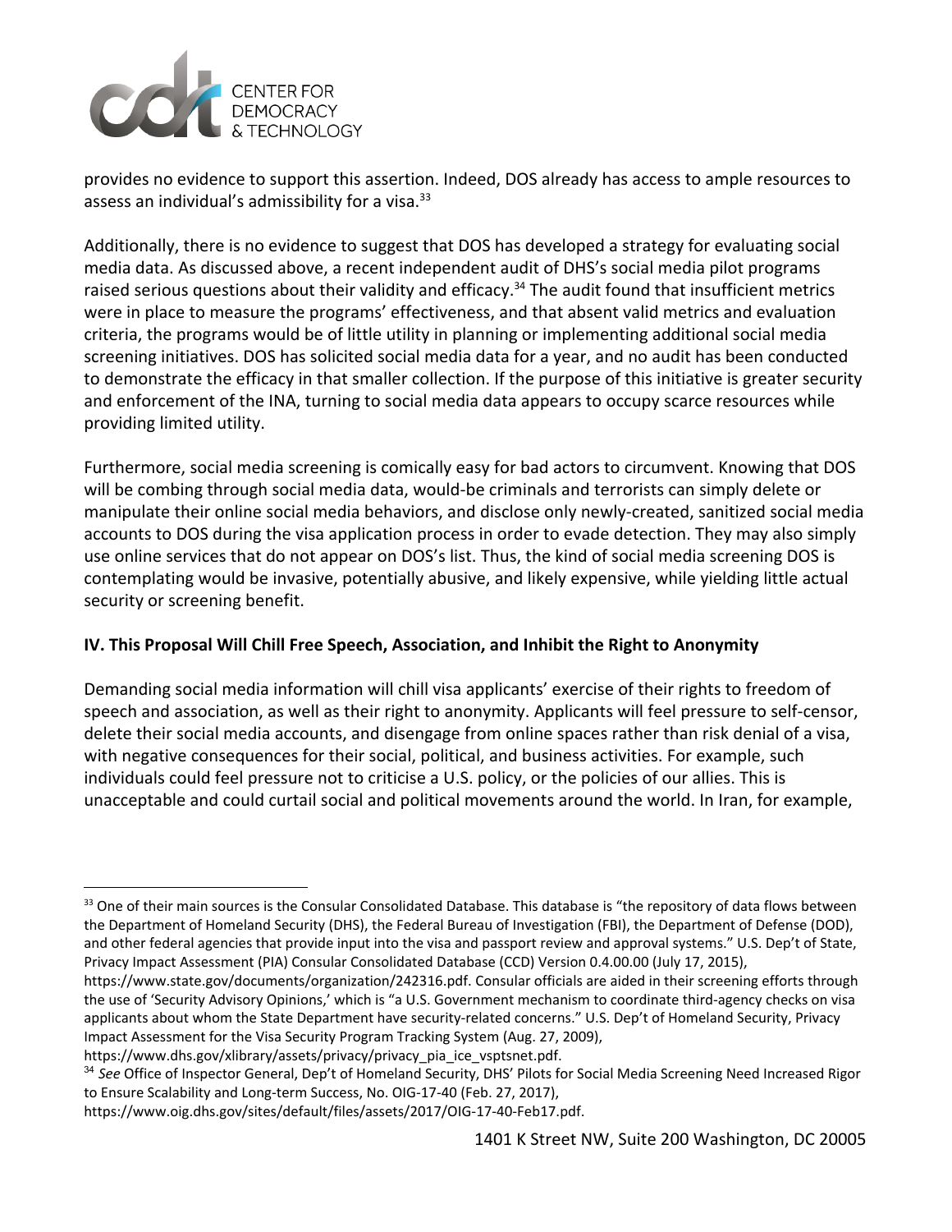provides no evidence to support this assertion. Indeed, DOS already has access to ample resources to assess an individual's admissibility for a visa.[33]

Additionally, there is no evidence to suggest that DOS has developed a strategy for evaluating social media data. As discussed above, a recent independent audit of DHS's social media pilot programs raised serious questions about their validity and efficacy.[34] The audit found that insufficient metrics were in place to measure the programs' effectiveness, and that absent valid metrics and evaluation criteria, the programs would be of little utility in planning or implementing additional social media screening initiatives. DOS has solicited social media data for a year, and no audit has been conducted to demonstrate the efficacy in that smaller collection. If the purpose of this initiative is greater security and enforcement of the INA, turning to social media data appears to occupy scarce resources while providing limited utility.

Furthermore, social media screening is comically easy for bad actors to circumvent. Knowing that DOS will be combing through social media data, would-be criminals and terrorists can simply delete or manipulate their online social media behaviors, and disclose only newly-created, sanitized social media accounts to DOS during the visa application process in order to evade detection. They may also simply use online services that do not appear on DOS's list. Thus, the kind of social media screening DOS is contemplating would be invasive, potentially abusive, and likely expensive, while yielding little actual security or screening benefit.

## IV. This Proposal Will Chill Free Speech, Association, and Inhibit the Right to Anonymity

Demanding social media information will chill visa applicants' exercise of their rights to freedom of speech and association, as well as their right to anonymity. Applicants will feel pressure to self-censor, delete their social media accounts, and disengage from online spaces rather than risk denial of a visa, with negative consequences for their social, political, and business activities. For example, such individuals could feel pressure not to criticise a U.S. policy, or the policies of our allies. This is unacceptable and could curtail social and political movements around the world. In Iran, for example,

---

[33] One of their main sources is the Consular Consolidated Database. This database is "the repository of data flows between the Department of Homeland Security (DHS), the Federal Bureau of Investigation (FBI), the Department of Defense (DOD), and other federal agencies that provide input into the visa and passport review and approval systems." U.S. Dep't of State, Privacy Impact Assessment (PIA) Consular Consolidated Database (CCD) Version 0.4.00.00 (July 17, 2015), https://www.state.gov/documents/organization/242316.pdf. Consular officials are aided in their screening efforts through the use of 'Security Advisory Opinions,' which is "a U.S. Government mechanism to coordinate third-agency checks on visa applicants about whom the State Department have security-related concerns." U.S. Dep't of Homeland Security, Privacy Impact Assessment for the Visa Security Program Tracking System (Aug. 27, 2009), https://www.dhs.gov/xlibrary/assets/privacy/privacy_pia_ice_vsptsnet.pdf.

[34] *See* Office of Inspector General, Dep't of Homeland Security, DHS' Pilots for Social Media Screening Need Increased Rigor to Ensure Scalability and Long-term Success, No. OIG-17-40 (Feb. 27, 2017), https://www.oig.dhs.gov/sites/default/files/assets/2017/OIG-17-40-Feb17.pdf.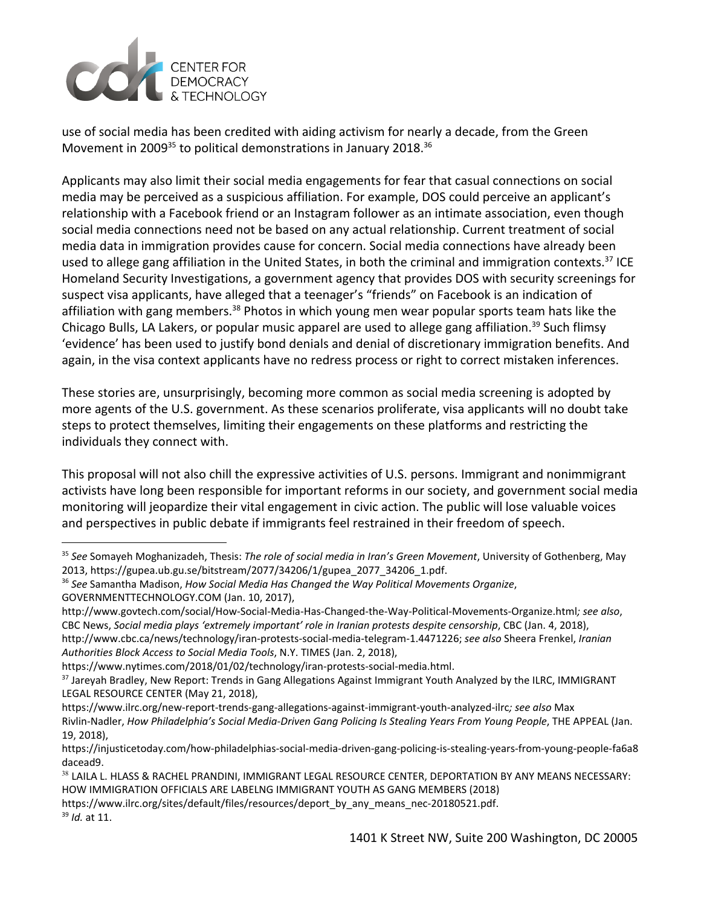use of social media has been credited with aiding activism for nearly a decade, from the Green Movement in 2009[35] to political demonstrations in January 2018.[36]

Applicants may also limit their social media engagements for fear that casual connections on social media may be perceived as a suspicious affiliation. For example, DOS could perceive an applicant's relationship with a Facebook friend or an Instagram follower as an intimate association, even though social media connections need not be based on any actual relationship. Current treatment of social media data in immigration provides cause for concern. Social media connections have already been used to allege gang affiliation in the United States, in both the criminal and immigration contexts.[37] ICE Homeland Security Investigations, a government agency that provides DOS with security screenings for suspect visa applicants, have alleged that a teenager's "friends" on Facebook is an indication of affiliation with gang members.[38] Photos in which young men wear popular sports team hats like the Chicago Bulls, LA Lakers, or popular music apparel are used to allege gang affiliation.[39] Such flimsy 'evidence' has been used to justify bond denials and denial of discretionary immigration benefits. And again, in the visa context applicants have no redress process or right to correct mistaken inferences.

These stories are, unsurprisingly, becoming more common as social media screening is adopted by more agents of the U.S. government. As these scenarios proliferate, visa applicants will no doubt take steps to protect themselves, limiting their engagements on these platforms and restricting the individuals they connect with.

This proposal will not also chill the expressive activities of U.S. persons. Immigrant and nonimmigrant activists have long been responsible for important reforms in our society, and government social media monitoring will jeopardize their vital engagement in civic action. The public will lose valuable voices and perspectives in public debate if immigrants feel restrained in their freedom of speech.

---

[35] *See* Somayeh Moghanizadeh, Thesis: *The role of social media in Iran's Green Movement*, University of Gothenberg, May 2013, https://gupea.ub.gu.se/bitstream/2077/34206/1/gupea_2077_34206_1.pdf.

[36] *See* Samantha Madison, *How Social Media Has Changed the Way Political Movements Organize*, GOVERNMENTTECHNOLOGY.COM (Jan. 10, 2017), http://www.govtech.com/social/How-Social-Media-Has-Changed-the-Way-Political-Movements-Organize.html*; see also*, CBC News, *Social media plays 'extremely important' role in Iranian protests despite censorship*, CBC (Jan. 4, 2018), http://www.cbc.ca/news/technology/iran-protests-social-media-telegram-1.4471226; *see also* Sheera Frenkel, *Iranian Authorities Block Access to Social Media Tools*, N.Y. TIMES (Jan. 2, 2018), https://www.nytimes.com/2018/01/02/technology/iran-protests-social-media.html.

[37] Jareyah Bradley, New Report: Trends in Gang Allegations Against Immigrant Youth Analyzed by the ILRC, IMMIGRANT LEGAL RESOURCE CENTER (May 21, 2018), https://www.ilrc.org/new-report-trends-gang-allegations-against-immigrant-youth-analyzed-ilrc*; see also* Max Rivlin-Nadler, *How Philadelphia's Social Media-Driven Gang Policing Is Stealing Years From Young People*, THE APPEAL (Jan. 19, 2018), https://injusticetoday.com/how-philadelphias-social-media-driven-gang-policing-is-stealing-years-from-young-people-fa6a8dacead9.

[38] LAILA L. HLASS & RACHEL PRANDINI, IMMIGRANT LEGAL RESOURCE CENTER, DEPORTATION BY ANY MEANS NECESSARY: HOW IMMIGRATION OFFICIALS ARE LABELNG IMMIGRANT YOUTH AS GANG MEMBERS (2018) https://www.ilrc.org/sites/default/files/resources/deport_by_any_means_nec-20180521.pdf.

[39] *Id.* at 11.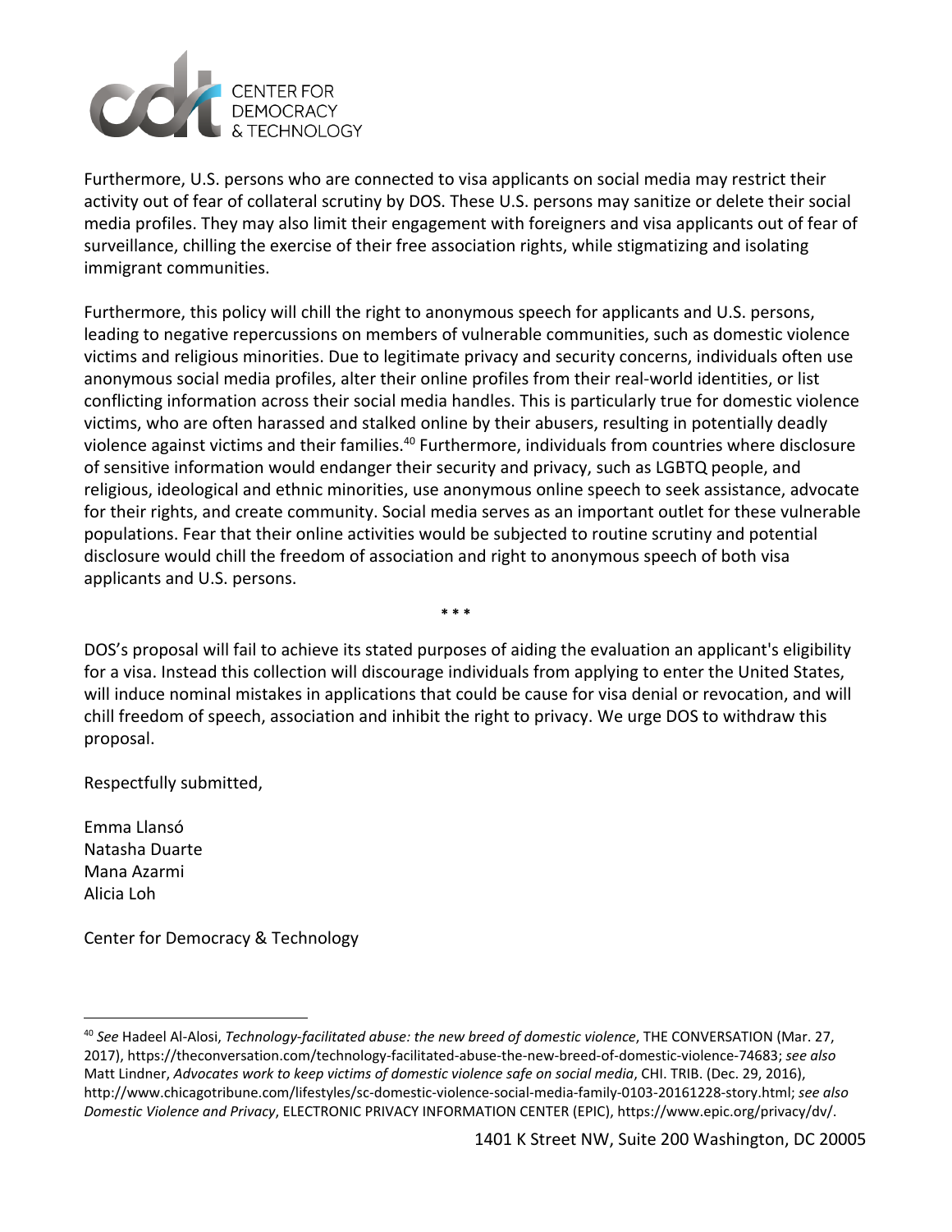Furthermore, U.S. persons who are connected to visa applicants on social media may restrict their activity out of fear of collateral scrutiny by DOS. These U.S. persons may sanitize or delete their social media profiles. They may also limit their engagement with foreigners and visa applicants out of fear of surveillance, chilling the exercise of their free association rights, while stigmatizing and isolating immigrant communities.

Furthermore, this policy will chill the right to anonymous speech for applicants and U.S. persons, leading to negative repercussions on members of vulnerable communities, such as domestic violence victims and religious minorities. Due to legitimate privacy and security concerns, individuals often use anonymous social media profiles, alter their online profiles from their real-world identities, or list conflicting information across their social media handles. This is particularly true for domestic violence victims, who are often harassed and stalked online by their abusers, resulting in potentially deadly violence against victims and their families.[40] Furthermore, individuals from countries where disclosure of sensitive information would endanger their security and privacy, such as LGBTQ people, and religious, ideological and ethnic minorities, use anonymous online speech to seek assistance, advocate for their rights, and create community. Social media serves as an important outlet for these vulnerable populations. Fear that their online activities would be subjected to routine scrutiny and potential disclosure would chill the freedom of association and right to anonymous speech of both visa applicants and U.S. persons.

\* \* \*

DOS's proposal will fail to achieve its stated purposes of aiding the evaluation an applicant's eligibility for a visa. Instead this collection will discourage individuals from applying to enter the United States, will induce nominal mistakes in applications that could be cause for visa denial or revocation, and will chill freedom of speech, association and inhibit the right to privacy. We urge DOS to withdraw this proposal.

Respectfully submitted,

Emma Llansó
Natasha Duarte
Mana Azarmi
Alicia Loh

Center for Democracy & Technology

---

[40] *See* Hadeel Al-Alosi, *Technology-facilitated abuse: the new breed of domestic violence*, THE CONVERSATION (Mar. 27, 2017), https://theconversation.com/technology-facilitated-abuse-the-new-breed-of-domestic-violence-74683; *see also* Matt Lindner, *Advocates work to keep victims of domestic violence safe on social media*, CHI. TRIB. (Dec. 29, 2016), http://www.chicagotribune.com/lifestyles/sc-domestic-violence-social-media-family-0103-20161228-story.html; *see also* *Domestic Violence and Privacy*, ELECTRONIC PRIVACY INFORMATION CENTER (EPIC), https://www.epic.org/privacy/dv/.